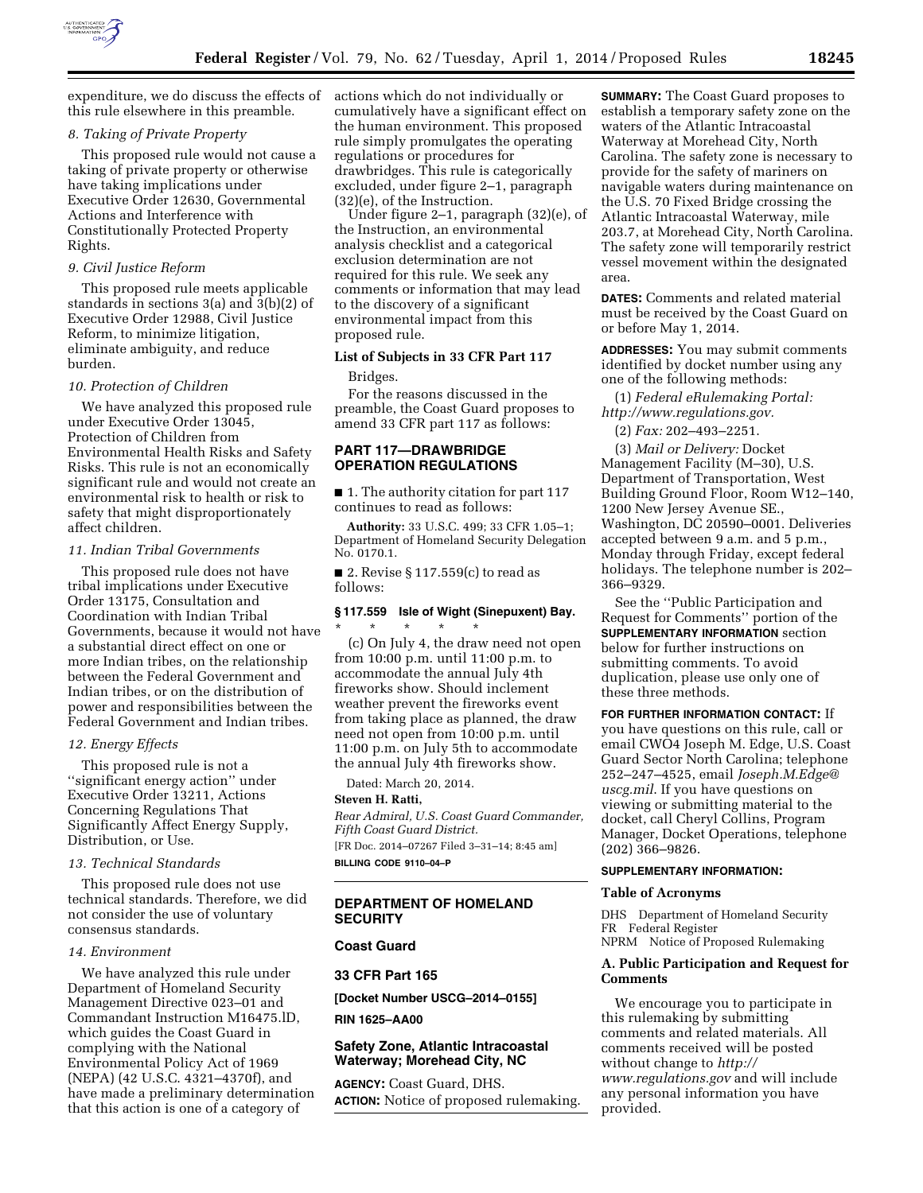expenditure, we do discuss the effects of this rule elsewhere in this preamble.

*8. Taking of Private Property*

This proposed rule would not cause a taking of private property or otherwise have taking implications under Executive Order 12630, Governmental Actions and Interference with Constitutionally Protected Property Rights.

*9. Civil Justice Reform*

This proposed rule meets applicable standards in sections 3(a) and 3(b)(2) of Executive Order 12988, Civil Justice Reform, to minimize litigation, eliminate ambiguity, and reduce burden.

*10. Protection of Children*

We have analyzed this proposed rule under Executive Order 13045, Protection of Children from Environmental Health Risks and Safety Risks. This rule is not an economically significant rule and would not create an environmental risk to health or risk to safety that might disproportionately affect children.

*11. Indian Tribal Governments*

This proposed rule does not have tribal implications under Executive Order 13175, Consultation and Coordination with Indian Tribal Governments, because it would not have a substantial direct effect on one or more Indian tribes, on the relationship between the Federal Government and Indian tribes, or on the distribution of power and responsibilities between the Federal Government and Indian tribes.

*12. Energy Effects*

This proposed rule is not a ''significant energy action'' under Executive Order 13211, Actions Concerning Regulations That Significantly Affect Energy Supply, Distribution, or Use.

*13. Technical Standards*

This proposed rule does not use technical standards. Therefore, we did not consider the use of voluntary consensus standards.

*14. Environment*

We have analyzed this rule under Department of Homeland Security Management Directive 023–01 and Commandant Instruction M16475.lD, which guides the Coast Guard in complying with the National Environmental Policy Act of 1969 (NEPA) (42 U.S.C. 4321–4370f), and have made a preliminary determination that this action is one of a category of actions which do not individually or cumulatively have a significant effect on the human environment. This proposed rule simply promulgates the operating regulations or procedures for drawbridges. This rule is categorically excluded, under figure 2–1, paragraph (32)(e), of the Instruction.

Under figure 2–1, paragraph (32)(e), of the Instruction, an environmental analysis checklist and a categorical exclusion determination are not required for this rule. We seek any comments or information that may lead to the discovery of a significant environmental impact from this proposed rule.

**List of Subjects in 33 CFR Part 117**

Bridges.

For the reasons discussed in the preamble, the Coast Guard proposes to amend 33 CFR part 117 as follows:

## PART 117—DRAWBRIDGE OPERATION REGULATIONS

■ 1. The authority citation for part 117 continues to read as follows:

**Authority:** 33 U.S.C. 499; 33 CFR 1.05–1; Department of Homeland Security Delegation No. 0170.1.

■ 2. Revise § 117.559(c) to read as follows:

**§ 117.559 Isle of Wight (Sinepuxent) Bay.**

\* \* \* \* \*

(c) On July 4, the draw need not open from 10:00 p.m. until 11:00 p.m. to accommodate the annual July 4th fireworks show. Should inclement weather prevent the fireworks event from taking place as planned, the draw need not open from 10:00 p.m. until 11:00 p.m. on July 5th to accommodate the annual July 4th fireworks show.

Dated: March 20, 2014.

**Steven H. Ratti,**

*Rear Admiral, U.S. Coast Guard Commander, Fifth Coast Guard District.*

[FR Doc. 2014–07267 Filed 3–31–14; 8:45 am]

**BILLING CODE 9110–04–P**

---

## DEPARTMENT OF HOMELAND SECURITY

## Coast Guard

## 33 CFR Part 165

**[Docket Number USCG–2014–0155]**

**RIN 1625–AA00**

## Safety Zone, Atlantic Intracoastal Waterway; Morehead City, NC

**AGENCY:** Coast Guard, DHS.

**ACTION:** Notice of proposed rulemaking.

**SUMMARY:** The Coast Guard proposes to establish a temporary safety zone on the waters of the Atlantic Intracoastal Waterway at Morehead City, North Carolina. The safety zone is necessary to provide for the safety of mariners on navigable waters during maintenance on the U.S. 70 Fixed Bridge crossing the Atlantic Intracoastal Waterway, mile 203.7, at Morehead City, North Carolina. The safety zone will temporarily restrict vessel movement within the designated area.

**DATES:** Comments and related material must be received by the Coast Guard on or before May 1, 2014.

**ADDRESSES:** You may submit comments identified by docket number using any one of the following methods:

(1) *Federal eRulemaking Portal: http://www.regulations.gov.*

(2) *Fax:* 202–493–2251.

(3) *Mail or Delivery:* Docket Management Facility (M–30), U.S. Department of Transportation, West Building Ground Floor, Room W12–140, 1200 New Jersey Avenue SE., Washington, DC 20590–0001. Deliveries accepted between 9 a.m. and 5 p.m., Monday through Friday, except federal holidays. The telephone number is 202–366–9329.

See the ''Public Participation and Request for Comments'' portion of the **SUPPLEMENTARY INFORMATION** section below for further instructions on submitting comments. To avoid duplication, please use only one of these three methods.

**FOR FURTHER INFORMATION CONTACT:** If you have questions on this rule, call or email CWO4 Joseph M. Edge, U.S. Coast Guard Sector North Carolina; telephone 252–247–4525, email *Joseph.M.Edge@uscg.mil*. If you have questions on viewing or submitting material to the docket, call Cheryl Collins, Program Manager, Docket Operations, telephone (202) 366–9826.

**SUPPLEMENTARY INFORMATION:**

**Table of Acronyms**

DHS Department of Homeland Security
FR Federal Register
NPRM Notice of Proposed Rulemaking

### A. Public Participation and Request for Comments

We encourage you to participate in this rulemaking by submitting comments and related materials. All comments received will be posted without change to *http://www.regulations.gov* and will include any personal information you have provided.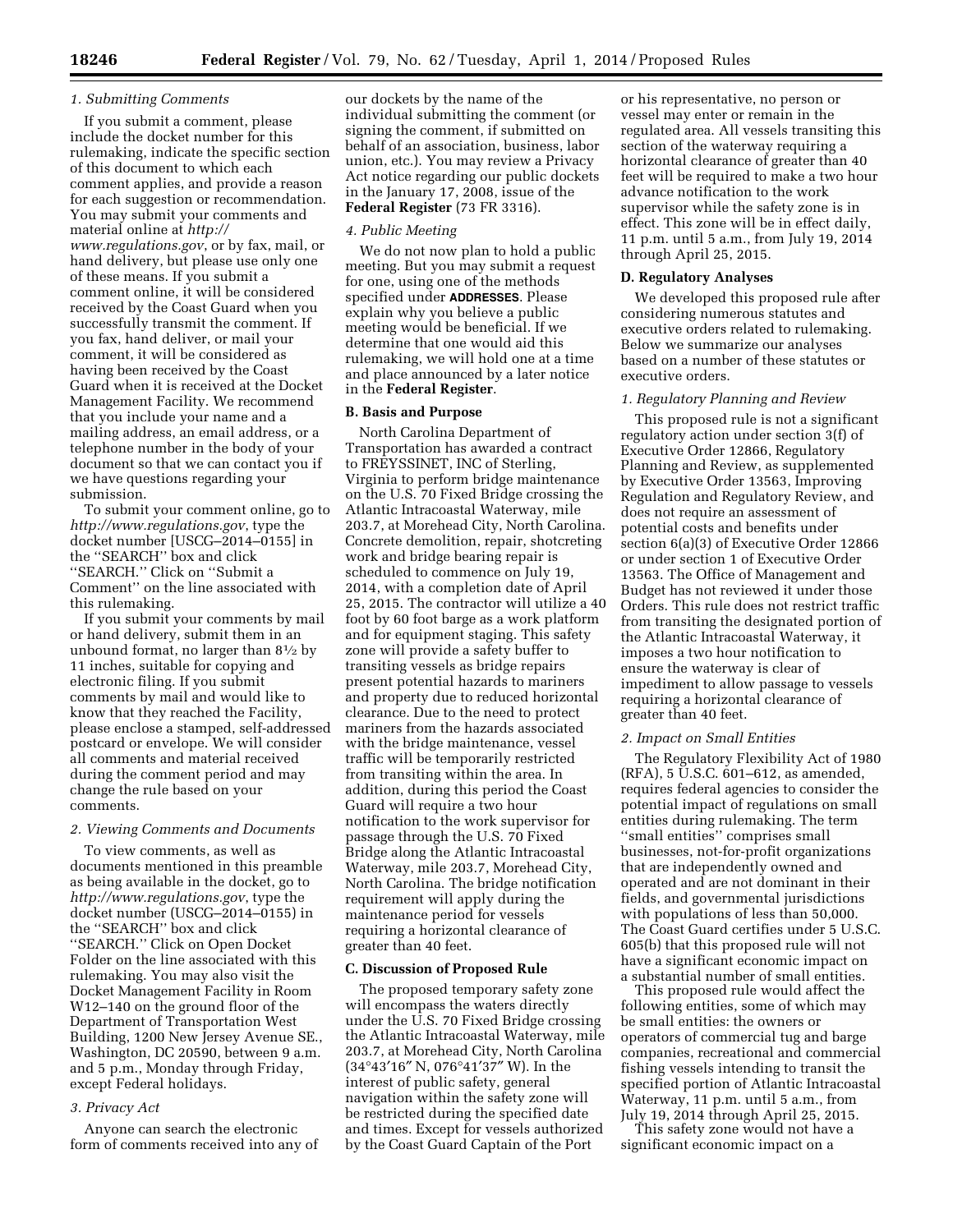### *1. Submitting Comments*

If you submit a comment, please include the docket number for this rulemaking, indicate the specific section of this document to which each comment applies, and provide a reason for each suggestion or recommendation. You may submit your comments and material online at *http://www.regulations.gov*, or by fax, mail, or hand delivery, but please use only one of these means. If you submit a comment online, it will be considered received by the Coast Guard when you successfully transmit the comment. If you fax, hand deliver, or mail your comment, it will be considered as having been received by the Coast Guard when it is received at the Docket Management Facility. We recommend that you include your name and a mailing address, an email address, or a telephone number in the body of your document so that we can contact you if we have questions regarding your submission.

To submit your comment online, go to *http://www.regulations.gov*, type the docket number [USCG–2014–0155] in the ''SEARCH'' box and click ''SEARCH.'' Click on ''Submit a Comment'' on the line associated with this rulemaking.

If you submit your comments by mail or hand delivery, submit them in an unbound format, no larger than 8½ by 11 inches, suitable for copying and electronic filing. If you submit comments by mail and would like to know that they reached the Facility, please enclose a stamped, self-addressed postcard or envelope. We will consider all comments and material received during the comment period and may change the rule based on your comments.

### *2. Viewing Comments and Documents*

To view comments, as well as documents mentioned in this preamble as being available in the docket, go to *http://www.regulations.gov*, type the docket number (USCG–2014–0155) in the ''SEARCH'' box and click ''SEARCH.'' Click on Open Docket Folder on the line associated with this rulemaking. You may also visit the Docket Management Facility in Room W12–140 on the ground floor of the Department of Transportation West Building, 1200 New Jersey Avenue SE., Washington, DC 20590, between 9 a.m. and 5 p.m., Monday through Friday, except Federal holidays.

### *3. Privacy Act*

Anyone can search the electronic form of comments received into any of our dockets by the name of the individual submitting the comment (or signing the comment, if submitted on behalf of an association, business, labor union, etc.). You may review a Privacy Act notice regarding our public dockets in the January 17, 2008, issue of the **Federal Register** (73 FR 3316).

### *4. Public Meeting*

We do not now plan to hold a public meeting. But you may submit a request for one, using one of the methods specified under **ADDRESSES**. Please explain why you believe a public meeting would be beneficial. If we determine that one would aid this rulemaking, we will hold one at a time and place announced by a later notice in the **Federal Register**.

## B. Basis and Purpose

North Carolina Department of Transportation has awarded a contract to FREYSSINET, INC of Sterling, Virginia to perform bridge maintenance on the U.S. 70 Fixed Bridge crossing the Atlantic Intracoastal Waterway, mile 203.7, at Morehead City, North Carolina. Concrete demolition, repair, shotcreting work and bridge bearing repair is scheduled to commence on July 19, 2014, with a completion date of April 25, 2015. The contractor will utilize a 40 foot by 60 foot barge as a work platform and for equipment staging. This safety zone will provide a safety buffer to transiting vessels as bridge repairs present potential hazards to mariners and property due to reduced horizontal clearance. Due to the need to protect mariners from the hazards associated with the bridge maintenance, vessel traffic will be temporarily restricted from transiting within the area. In addition, during this period the Coast Guard will require a two hour notification to the work supervisor for passage through the U.S. 70 Fixed Bridge along the Atlantic Intracoastal Waterway, mile 203.7, Morehead City, North Carolina. The bridge notification requirement will apply during the maintenance period for vessels requiring a horizontal clearance of greater than 40 feet.

## C. Discussion of Proposed Rule

The proposed temporary safety zone will encompass the waters directly under the U.S. 70 Fixed Bridge crossing the Atlantic Intracoastal Waterway, mile 203.7, at Morehead City, North Carolina (34°43′16″ N, 076°41′37″ W). In the interest of public safety, general navigation within the safety zone will be restricted during the specified date and times. Except for vessels authorized by the Coast Guard Captain of the Port or his representative, no person or vessel may enter or remain in the regulated area. All vessels transiting this section of the waterway requiring a horizontal clearance of greater than 40 feet will be required to make a two hour advance notification to the work supervisor while the safety zone is in effect. This zone will be in effect daily, 11 p.m. until 5 a.m., from July 19, 2014 through April 25, 2015.

## D. Regulatory Analyses

We developed this proposed rule after considering numerous statutes and executive orders related to rulemaking. Below we summarize our analyses based on a number of these statutes or executive orders.

### *1. Regulatory Planning and Review*

This proposed rule is not a significant regulatory action under section 3(f) of Executive Order 12866, Regulatory Planning and Review, as supplemented by Executive Order 13563, Improving Regulation and Regulatory Review, and does not require an assessment of potential costs and benefits under section 6(a)(3) of Executive Order 12866 or under section 1 of Executive Order 13563. The Office of Management and Budget has not reviewed it under those Orders. This rule does not restrict traffic from transiting the designated portion of the Atlantic Intracoastal Waterway, it imposes a two hour notification to ensure the waterway is clear of impediment to allow passage to vessels requiring a horizontal clearance of greater than 40 feet.

### *2. Impact on Small Entities*

The Regulatory Flexibility Act of 1980 (RFA), 5 U.S.C. 601–612, as amended, requires federal agencies to consider the potential impact of regulations on small entities during rulemaking. The term ''small entities'' comprises small businesses, not-for-profit organizations that are independently owned and operated and are not dominant in their fields, and governmental jurisdictions with populations of less than 50,000. The Coast Guard certifies under 5 U.S.C. 605(b) that this proposed rule will not have a significant economic impact on a substantial number of small entities.

This proposed rule would affect the following entities, some of which may be small entities: the owners or operators of commercial tug and barge companies, recreational and commercial fishing vessels intending to transit the specified portion of Atlantic Intracoastal Waterway, 11 p.m. until 5 a.m., from July 19, 2014 through April 25, 2015.

This safety zone would not have a significant economic impact on a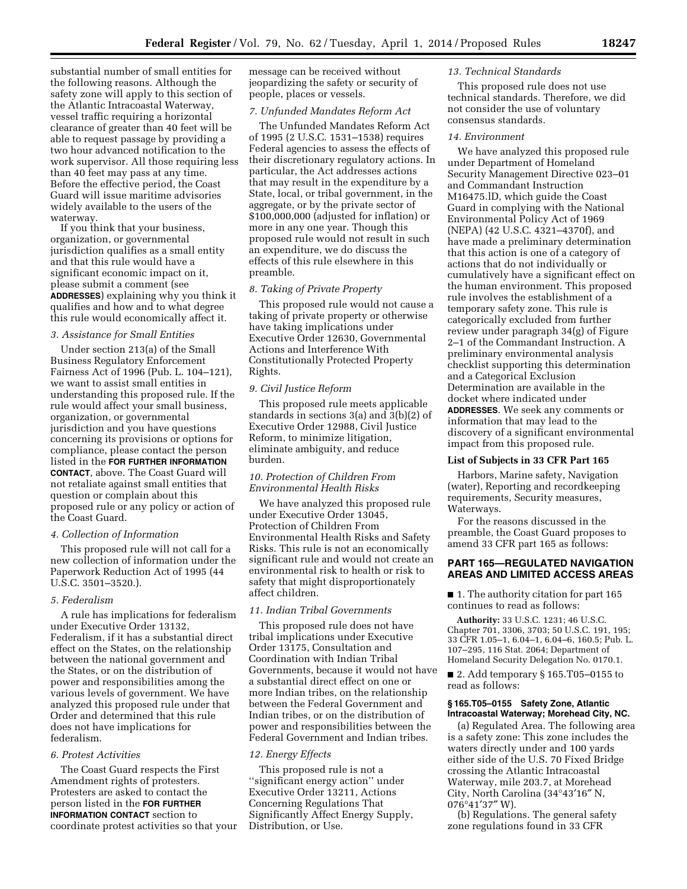substantial number of small entities for the following reasons. Although the safety zone will apply to this section of the Atlantic Intracoastal Waterway, vessel traffic requiring a horizontal clearance of greater than 40 feet will be able to request passage by providing a two hour advanced notification to the work supervisor. All those requiring less than 40 feet may pass at any time. Before the effective period, the Coast Guard will issue maritime advisories widely available to the users of the waterway.

If you think that your business, organization, or governmental jurisdiction qualifies as a small entity and that this rule would have a significant economic impact on it, please submit a comment (see **ADDRESSES**) explaining why you think it qualifies and how and to what degree this rule would economically affect it.

*3. Assistance for Small Entities*

Under section 213(a) of the Small Business Regulatory Enforcement Fairness Act of 1996 (Pub. L. 104–121), we want to assist small entities in understanding this proposed rule. If the rule would affect your small business, organization, or governmental jurisdiction and you have questions concerning its provisions or options for compliance, please contact the person listed in the **FOR FURTHER INFORMATION CONTACT**, above. The Coast Guard will not retaliate against small entities that question or complain about this proposed rule or any policy or action of the Coast Guard.

*4. Collection of Information*

This proposed rule will not call for a new collection of information under the Paperwork Reduction Act of 1995 (44 U.S.C. 3501–3520.).

*5. Federalism*

A rule has implications for federalism under Executive Order 13132, Federalism, if it has a substantial direct effect on the States, on the relationship between the national government and the States, or on the distribution of power and responsibilities among the various levels of government. We have analyzed this proposed rule under that Order and determined that this rule does not have implications for federalism.

*6. Protest Activities*

The Coast Guard respects the First Amendment rights of protesters. Protesters are asked to contact the person listed in the **FOR FURTHER INFORMATION CONTACT** section to coordinate protest activities so that your message can be received without jeopardizing the safety or security of people, places or vessels.

*7. Unfunded Mandates Reform Act*

The Unfunded Mandates Reform Act of 1995 (2 U.S.C. 1531–1538) requires Federal agencies to assess the effects of their discretionary regulatory actions. In particular, the Act addresses actions that may result in the expenditure by a State, local, or tribal government, in the aggregate, or by the private sector of $100,000,000 (adjusted for inflation) or more in any one year. Though this proposed rule would not result in such an expenditure, we do discuss the effects of this rule elsewhere in this preamble.

*8. Taking of Private Property*

This proposed rule would not cause a taking of private property or otherwise have taking implications under Executive Order 12630, Governmental Actions and Interference With Constitutionally Protected Property Rights.

*9. Civil Justice Reform*

This proposed rule meets applicable standards in sections 3(a) and 3(b)(2) of Executive Order 12988, Civil Justice Reform, to minimize litigation, eliminate ambiguity, and reduce burden.

*10. Protection of Children From Environmental Health Risks*

We have analyzed this proposed rule under Executive Order 13045, Protection of Children From Environmental Health Risks and Safety Risks. This rule is not an economically significant rule and would not create an environmental risk to health or risk to safety that might disproportionately affect children.

*11. Indian Tribal Governments*

This proposed rule does not have tribal implications under Executive Order 13175, Consultation and Coordination with Indian Tribal Governments, because it would not have a substantial direct effect on one or more Indian tribes, on the relationship between the Federal Government and Indian tribes, or on the distribution of power and responsibilities between the Federal Government and Indian tribes.

*12. Energy Effects*

This proposed rule is not a ''significant energy action'' under Executive Order 13211, Actions Concerning Regulations That Significantly Affect Energy Supply, Distribution, or Use.

*13. Technical Standards*

This proposed rule does not use technical standards. Therefore, we did not consider the use of voluntary consensus standards.

*14. Environment*

We have analyzed this proposed rule under Department of Homeland Security Management Directive 023–01 and Commandant Instruction M16475.lD, which guide the Coast Guard in complying with the National Environmental Policy Act of 1969 (NEPA) (42 U.S.C. 4321–4370f), and have made a preliminary determination that this action is one of a category of actions that do not individually or cumulatively have a significant effect on the human environment. This proposed rule involves the establishment of a temporary safety zone. This rule is categorically excluded from further review under paragraph 34(g) of Figure 2–1 of the Commandant Instruction. A preliminary environmental analysis checklist supporting this determination and a Categorical Exclusion Determination are available in the docket where indicated under **ADDRESSES**. We seek any comments or information that may lead to the discovery of a significant environmental impact from this proposed rule.

**List of Subjects in 33 CFR Part 165**

Harbors, Marine safety, Navigation (water), Reporting and recordkeeping requirements, Security measures, Waterways.

For the reasons discussed in the preamble, the Coast Guard proposes to amend 33 CFR part 165 as follows:

## PART 165—REGULATED NAVIGATION AREAS AND LIMITED ACCESS AREAS

■ 1. The authority citation for part 165 continues to read as follows:

**Authority:** 33 U.S.C. 1231; 46 U.S.C. Chapter 701, 3306, 3703; 50 U.S.C. 191, 195; 33 CFR 1.05–1, 6.04–1, 6.04–6, 160.5; Pub. L. 107–295, 116 Stat. 2064; Department of Homeland Security Delegation No. 0170.1.

■ 2. Add temporary § 165.T05–0155 to read as follows:

**§ 165.T05–0155 Safety Zone, Atlantic Intracoastal Waterway; Morehead City, NC.**

(a) Regulated Area. The following area is a safety zone: This zone includes the waters directly under and 100 yards either side of the U.S. 70 Fixed Bridge crossing the Atlantic Intracoastal Waterway, mile 203.7, at Morehead City, North Carolina (34°43′16″ N, 076°41′37″ W).

(b) Regulations. The general safety zone regulations found in 33 CFR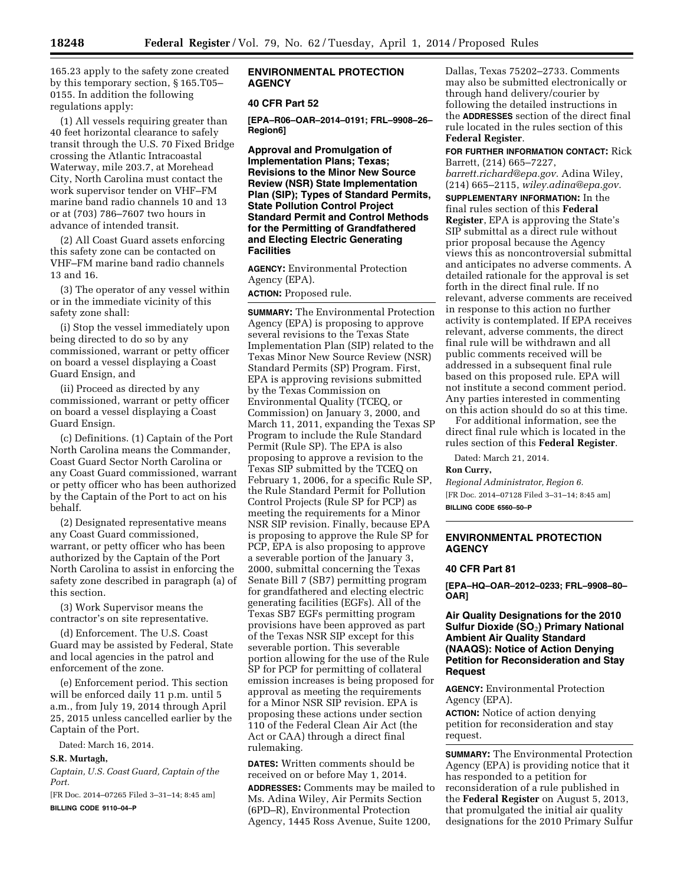165.23 apply to the safety zone created by this temporary section, § 165.T05–0155. In addition the following regulations apply:

(1) All vessels requiring greater than 40 feet horizontal clearance to safely transit through the U.S. 70 Fixed Bridge crossing the Atlantic Intracoastal Waterway, mile 203.7, at Morehead City, North Carolina must contact the work supervisor tender on VHF–FM marine band radio channels 10 and 13 or at (703) 786–7607 two hours in advance of intended transit.

(2) All Coast Guard assets enforcing this safety zone can be contacted on VHF–FM marine band radio channels 13 and 16.

(3) The operator of any vessel within or in the immediate vicinity of this safety zone shall:

(i) Stop the vessel immediately upon being directed to do so by any commissioned, warrant or petty officer on board a vessel displaying a Coast Guard Ensign, and

(ii) Proceed as directed by any commissioned, warrant or petty officer on board a vessel displaying a Coast Guard Ensign.

(c) Definitions. (1) Captain of the Port North Carolina means the Commander, Coast Guard Sector North Carolina or any Coast Guard commissioned, warrant or petty officer who has been authorized by the Captain of the Port to act on his behalf.

(2) Designated representative means any Coast Guard commissioned, warrant, or petty officer who has been authorized by the Captain of the Port North Carolina to assist in enforcing the safety zone described in paragraph (a) of this section.

(3) Work Supervisor means the contractor's on site representative.

(d) Enforcement. The U.S. Coast Guard may be assisted by Federal, State and local agencies in the patrol and enforcement of the zone.

(e) Enforcement period. This section will be enforced daily 11 p.m. until 5 a.m., from July 19, 2014 through April 25, 2015 unless cancelled earlier by the Captain of the Port.

Dated: March 16, 2014.

**S.R. Murtagh,**

*Captain, U.S. Coast Guard, Captain of the Port.*

[FR Doc. 2014–07265 Filed 3–31–14; 8:45 am]

**BILLING CODE 9110–04–P**

---

## ENVIRONMENTAL PROTECTION AGENCY

### 40 CFR Part 52

**[EPA–R06–OAR–2014–0191; FRL–9908–26–Region6]**

### Approval and Promulgation of Implementation Plans; Texas; Revisions to the Minor New Source Review (NSR) State Implementation Plan (SIP); Types of Standard Permits, State Pollution Control Project Standard Permit and Control Methods for the Permitting of Grandfathered and Electing Electric Generating Facilities

**AGENCY:** Environmental Protection Agency (EPA).

**ACTION:** Proposed rule.

**SUMMARY:** The Environmental Protection Agency (EPA) is proposing to approve several revisions to the Texas State Implementation Plan (SIP) related to the Texas Minor New Source Review (NSR) Standard Permits (SP) Program. First, EPA is approving revisions submitted by the Texas Commission on Environmental Quality (TCEQ, or Commission) on January 3, 2000, and March 11, 2011, expanding the Texas SP Program to include the Rule Standard Permit (Rule SP). The EPA is also proposing to approve a revision to the Texas SIP submitted by the TCEQ on February 1, 2006, for a specific Rule SP, the Rule Standard Permit for Pollution Control Projects (Rule SP for PCP) as meeting the requirements for a Minor NSR SIP revision. Finally, because EPA is proposing to approve the Rule SP for PCP, EPA is also proposing to approve a severable portion of the January 3, 2000, submittal concerning the Texas Senate Bill 7 (SB7) permitting program for grandfathered and electing electric generating facilities (EGFs). All of the Texas SB7 EGFs permitting program provisions have been approved as part of the Texas NSR SIP except for this severable portion. This severable portion allowing for the use of the Rule SP for PCP for permitting of collateral emission increases is being proposed for approval as meeting the requirements for a Minor NSR SIP revision. EPA is proposing these actions under section 110 of the Federal Clean Air Act (the Act or CAA) through a direct final rulemaking.

**DATES:** Written comments should be received on or before May 1, 2014.

**ADDRESSES:** Comments may be mailed to Ms. Adina Wiley, Air Permits Section (6PD–R), Environmental Protection Agency, 1445 Ross Avenue, Suite 1200, Dallas, Texas 75202–2733. Comments may also be submitted electronically or through hand delivery/courier by following the detailed instructions in the **ADDRESSES** section of the direct final rule located in the rules section of this **Federal Register**.

**FOR FURTHER INFORMATION CONTACT:** Rick Barrett, (214) 665–7227, *barrett.richard@epa.gov*. Adina Wiley, (214) 665–2115, *wiley.adina@epa.gov.*

**SUPPLEMENTARY INFORMATION:** In the final rules section of this **Federal Register**, EPA is approving the State's SIP submittal as a direct rule without prior proposal because the Agency views this as noncontroversial submittal and anticipates no adverse comments. A detailed rationale for the approval is set forth in the direct final rule. If no relevant, adverse comments are received in response to this action no further activity is contemplated. If EPA receives relevant, adverse comments, the direct final rule will be withdrawn and all public comments received will be addressed in a subsequent final rule based on this proposed rule. EPA will not institute a second comment period. Any parties interested in commenting on this action should do so at this time.

For additional information, see the direct final rule which is located in the rules section of this **Federal Register**.

Dated: March 21, 2014.

**Ron Curry,**

*Regional Administrator, Region 6.*

[FR Doc. 2014–07128 Filed 3–31–14; 8:45 am]

**BILLING CODE 6560–50–P**

---

## ENVIRONMENTAL PROTECTION AGENCY

### 40 CFR Part 81

**[EPA–HQ–OAR–2012–0233; FRL–9908–80–OAR]**

### Air Quality Designations for the 2010 Sulfur Dioxide ($SO_2$) Primary National Ambient Air Quality Standard (NAAQS): Notice of Action Denying Petition for Reconsideration and Stay Request

**AGENCY:** Environmental Protection Agency (EPA).

**ACTION:** Notice of action denying petition for reconsideration and stay request.

**SUMMARY:** The Environmental Protection Agency (EPA) is providing notice that it has responded to a petition for reconsideration of a rule published in the **Federal Register** on August 5, 2013, that promulgated the initial air quality designations for the 2010 Primary Sulfur